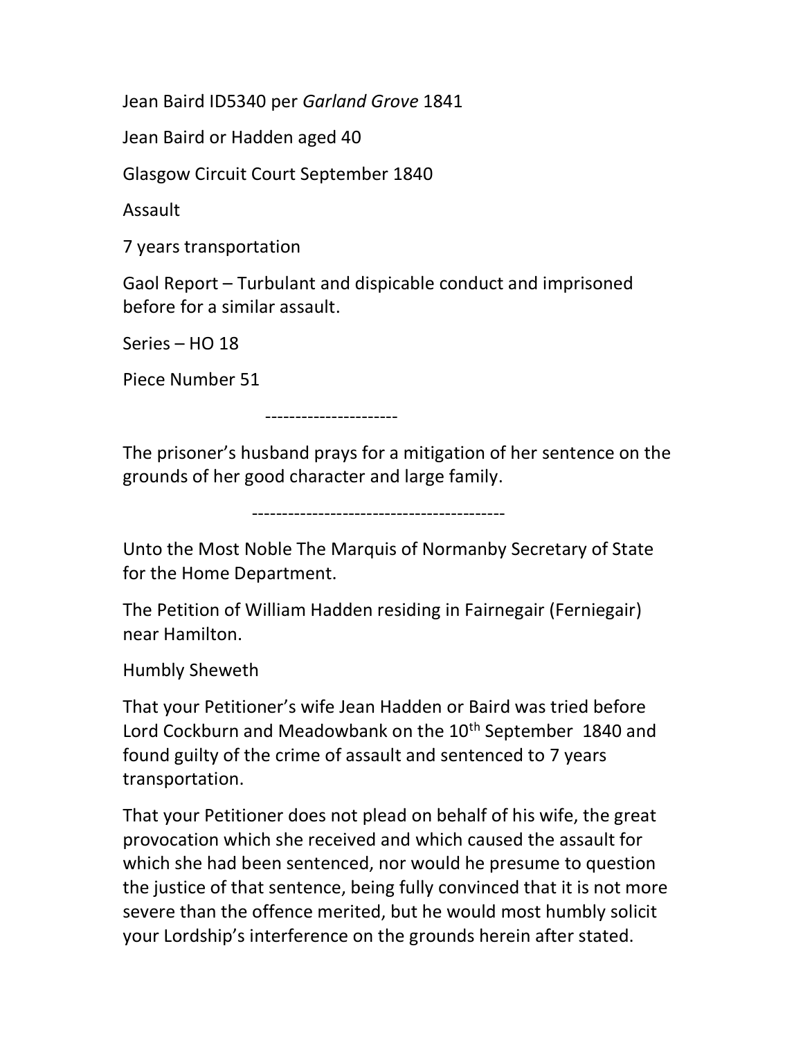Jean Baird ID5340 per *Garland Grove* 1841

Jean Baird or Hadden aged 40

Glasgow Circuit Court September 1840

Assault

7 years transportation

Gaol Report – Turbulant and dispicable conduct and imprisoned before for a similar assault.

Series – HO 18

Piece Number 51

---------------------

The prisoner's husband prays for a mitigation of her sentence on the grounds of her good character and large family.

-----------------------------------------

Unto the Most Noble The Marquis of Normanby Secretary of State for the Home Department.

The Petition of William Hadden residing in Fairnegair (Ferniegair) near Hamilton.

Humbly Sheweth

That your Petitioner's wife Jean Hadden or Baird was tried before Lord Cockburn and Meadowbank on the 10th September 1840 and found guilty of the crime of assault and sentenced to 7 years transportation.

That your Petitioner does not plead on behalf of his wife, the great provocation which she received and which caused the assault for which she had been sentenced, nor would he presume to question the justice of that sentence, being fully convinced that it is not more severe than the offence merited, but he would most humbly solicit your Lordship's interference on the grounds herein after stated.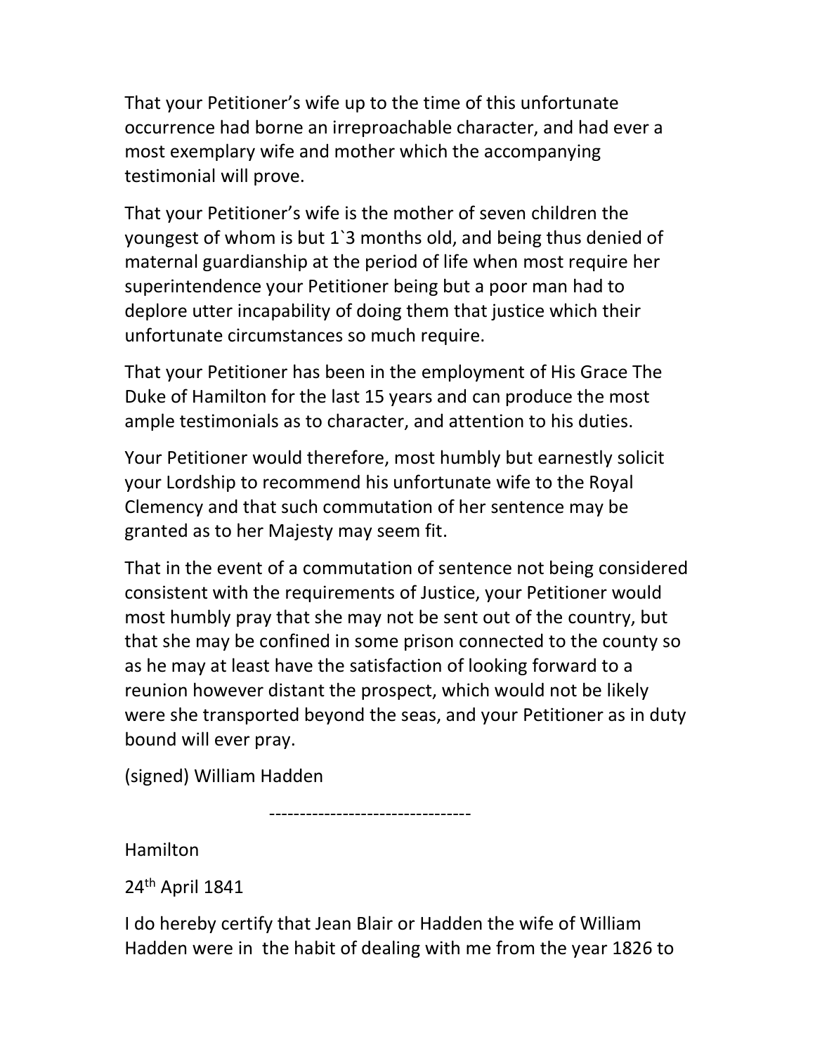That your Petitioner's wife up to the time of this unfortunate occurrence had borne an irreproachable character, and had ever a most exemplary wife and mother which the accompanying testimonial will prove.

That your Petitioner's wife is the mother of seven children the youngest of whom is but 1`3 months old, and being thus denied of maternal guardianship at the period of life when most require her superintendence your Petitioner being but a poor man had to deplore utter incapability of doing them that justice which their unfortunate circumstances so much require.

That your Petitioner has been in the employment of His Grace The Duke of Hamilton for the last 15 years and can produce the most ample testimonials as to character, and attention to his duties.

Your Petitioner would therefore, most humbly but earnestly solicit your Lordship to recommend his unfortunate wife to the Royal Clemency and that such commutation of her sentence may be granted as to her Majesty may seem fit.

That in the event of a commutation of sentence not being considered consistent with the requirements of Justice, your Petitioner would most humbly pray that she may not be sent out of the country, but that she may be confined in some prison connected to the county so as he may at least have the satisfaction of looking forward to a reunion however distant the prospect, which would not be likely were she transported beyond the seas, and your Petitioner as in duty bound will ever pray.

(signed) William Hadden

---

Hamilton

24th April 1841

I do hereby certify that Jean Blair or Hadden the wife of William Hadden were in the habit of dealing with me from the year 1826 to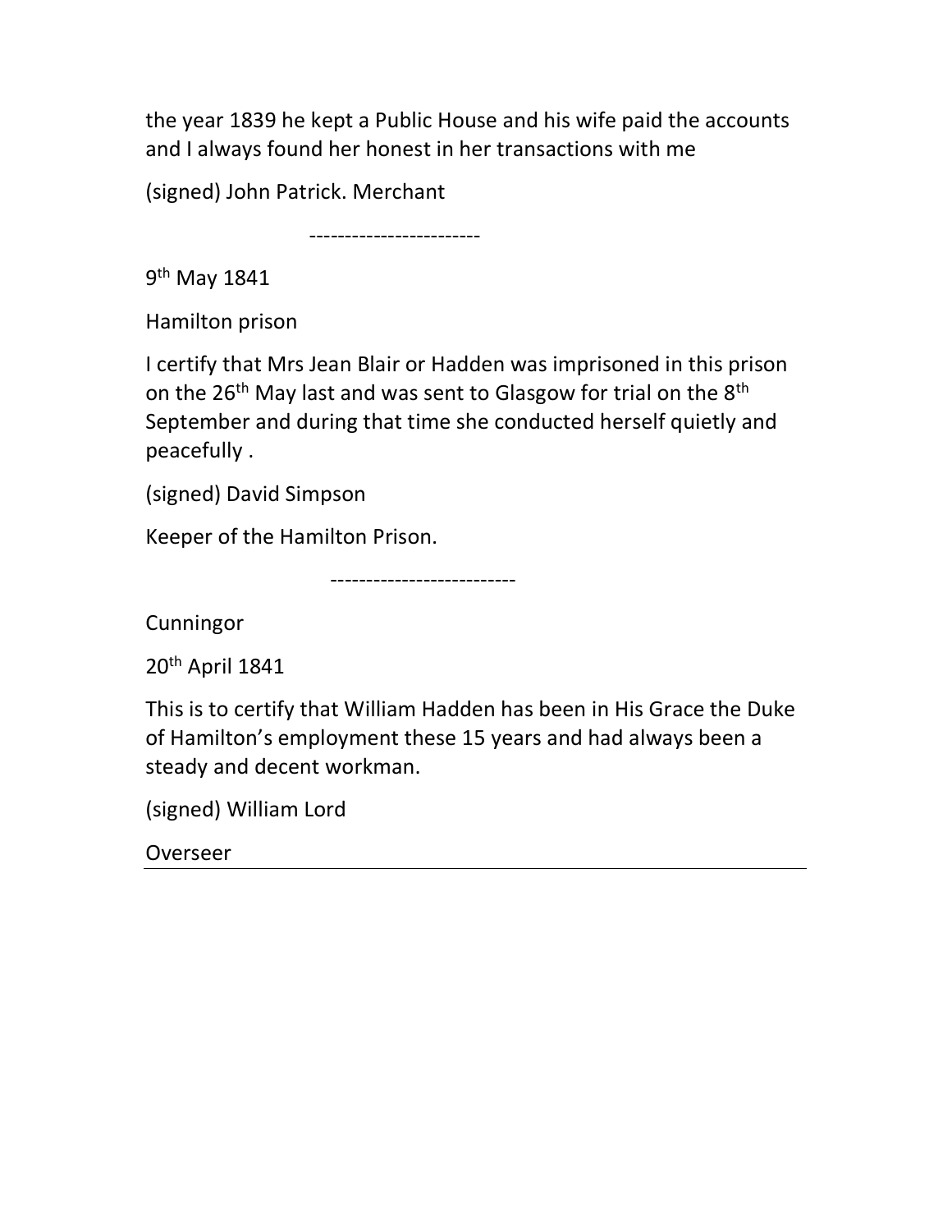the year 1839 he kept a Public House and his wife paid the accounts and I always found her honest in her transactions with me

(signed) John Patrick. Merchant

------------------------

9th May 1841

Hamilton prison

I certify that Mrs Jean Blair or Hadden was imprisoned in this prison on the 26th May last and was sent to Glasgow for trial on the 8th September and during that time she conducted herself quietly and peacefully .

(signed) David Simpson

Keeper of the Hamilton Prison.

--------------------------

Cunningor

20th April 1841

This is to certify that William Hadden has been in His Grace the Duke of Hamilton's employment these 15 years and had always been a steady and decent workman.

(signed) William Lord

Overseer